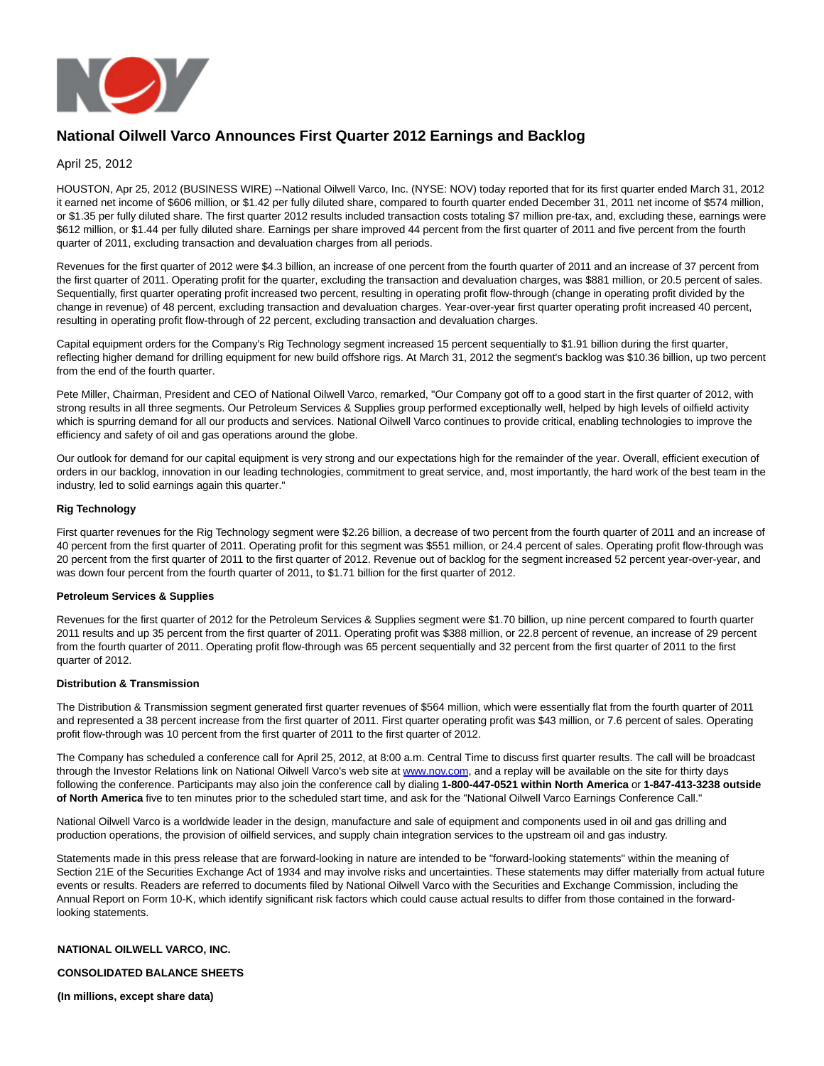# National Oilwell Varco Announces First Quarter 2012 Earnings and Backlog

April 25, 2012

HOUSTON, Apr 25, 2012 (BUSINESS WIRE) --National Oilwell Varco, Inc. (NYSE: NOV) today reported that for its first quarter ended March 31, 2012 it earned net income of $606 million, or $1.42 per fully diluted share, compared to fourth quarter ended December 31, 2011 net income of $574 million, or $1.35 per fully diluted share. The first quarter 2012 results included transaction costs totaling $7 million pre-tax, and, excluding these, earnings were $612 million, or $1.44 per fully diluted share. Earnings per share improved 44 percent from the first quarter of 2011 and five percent from the fourth quarter of 2011, excluding transaction and devaluation charges from all periods.

Revenues for the first quarter of 2012 were $4.3 billion, an increase of one percent from the fourth quarter of 2011 and an increase of 37 percent from the first quarter of 2011. Operating profit for the quarter, excluding the transaction and devaluation charges, was $881 million, or 20.5 percent of sales. Sequentially, first quarter operating profit increased two percent, resulting in operating profit flow-through (change in operating profit divided by the change in revenue) of 48 percent, excluding transaction and devaluation charges. Year-over-year first quarter operating profit increased 40 percent, resulting in operating profit flow-through of 22 percent, excluding transaction and devaluation charges.

Capital equipment orders for the Company's Rig Technology segment increased 15 percent sequentially to $1.91 billion during the first quarter, reflecting higher demand for drilling equipment for new build offshore rigs. At March 31, 2012 the segment's backlog was $10.36 billion, up two percent from the end of the fourth quarter.

Pete Miller, Chairman, President and CEO of National Oilwell Varco, remarked, "Our Company got off to a good start in the first quarter of 2012, with strong results in all three segments. Our Petroleum Services & Supplies group performed exceptionally well, helped by high levels of oilfield activity which is spurring demand for all our products and services. National Oilwell Varco continues to provide critical, enabling technologies to improve the efficiency and safety of oil and gas operations around the globe.

Our outlook for demand for our capital equipment is very strong and our expectations high for the remainder of the year. Overall, efficient execution of orders in our backlog, innovation in our leading technologies, commitment to great service, and, most importantly, the hard work of the best team in the industry, led to solid earnings again this quarter."

**Rig Technology**

First quarter revenues for the Rig Technology segment were $2.26 billion, a decrease of two percent from the fourth quarter of 2011 and an increase of 40 percent from the first quarter of 2011. Operating profit for this segment was $551 million, or 24.4 percent of sales. Operating profit flow-through was 20 percent from the first quarter of 2011 to the first quarter of 2012. Revenue out of backlog for the segment increased 52 percent year-over-year, and was down four percent from the fourth quarter of 2011, to $1.71 billion for the first quarter of 2012.

**Petroleum Services & Supplies**

Revenues for the first quarter of 2012 for the Petroleum Services & Supplies segment were $1.70 billion, up nine percent compared to fourth quarter 2011 results and up 35 percent from the first quarter of 2011. Operating profit was $388 million, or 22.8 percent of revenue, an increase of 29 percent from the fourth quarter of 2011. Operating profit flow-through was 65 percent sequentially and 32 percent from the first quarter of 2011 to the first quarter of 2012.

**Distribution & Transmission**

The Distribution & Transmission segment generated first quarter revenues of $564 million, which were essentially flat from the fourth quarter of 2011 and represented a 38 percent increase from the first quarter of 2011. First quarter operating profit was $43 million, or 7.6 percent of sales. Operating profit flow-through was 10 percent from the first quarter of 2011 to the first quarter of 2012.

The Company has scheduled a conference call for April 25, 2012, at 8:00 a.m. Central Time to discuss first quarter results. The call will be broadcast through the Investor Relations link on National Oilwell Varco's web site at www.nov.com, and a replay will be available on the site for thirty days following the conference. Participants may also join the conference call by dialing **1-800-447-0521 within North America** or **1-847-413-3238 outside of North America** five to ten minutes prior to the scheduled start time, and ask for the "National Oilwell Varco Earnings Conference Call."

National Oilwell Varco is a worldwide leader in the design, manufacture and sale of equipment and components used in oil and gas drilling and production operations, the provision of oilfield services, and supply chain integration services to the upstream oil and gas industry.

Statements made in this press release that are forward-looking in nature are intended to be "forward-looking statements" within the meaning of Section 21E of the Securities Exchange Act of 1934 and may involve risks and uncertainties. These statements may differ materially from actual future events or results. Readers are referred to documents filed by National Oilwell Varco with the Securities and Exchange Commission, including the Annual Report on Form 10-K, which identify significant risk factors which could cause actual results to differ from those contained in the forward-looking statements.

**NATIONAL OILWELL VARCO, INC.**

**CONSOLIDATED BALANCE SHEETS**

**(In millions, except share data)**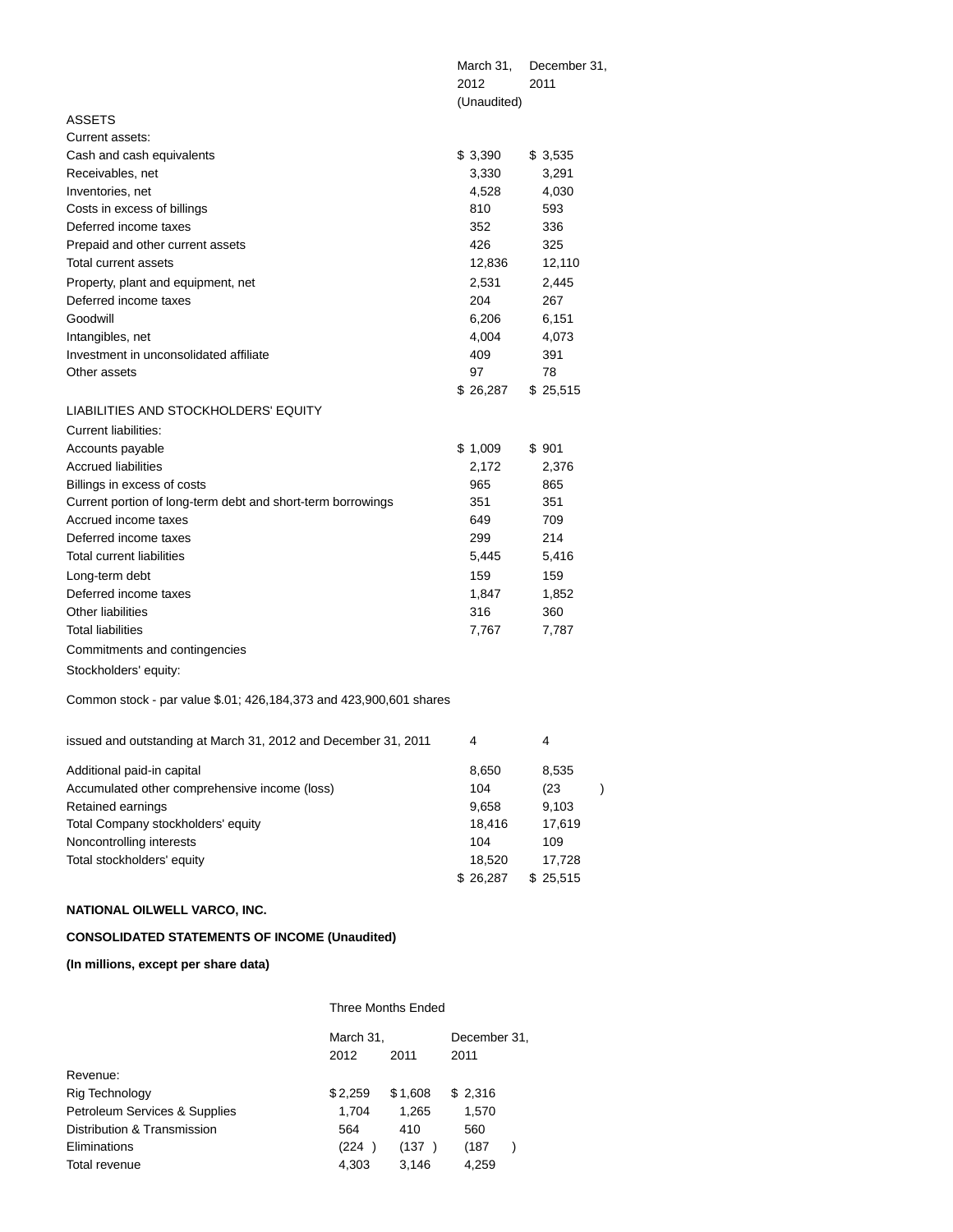| | March 31, 2012 (Unaudited) | December 31, 2011 |
|---|---|---|
| ASSETS | | |
| Current assets: | | |
| Cash and cash equivalents | $ 3,390 | $ 3,535 |
| Receivables, net | 3,330 | 3,291 |
| Inventories, net | 4,528 | 4,030 |
| Costs in excess of billings | 810 | 593 |
| Deferred income taxes | 352 | 336 |
| Prepaid and other current assets | 426 | 325 |
| Total current assets | 12,836 | 12,110 |
| Property, plant and equipment, net | 2,531 | 2,445 |
| Deferred income taxes | 204 | 267 |
| Goodwill | 6,206 | 6,151 |
| Intangibles, net | 4,004 | 4,073 |
| Investment in unconsolidated affiliate | 409 | 391 |
| Other assets | 97 | 78 |
| | $ 26,287 | $ 25,515 |
| LIABILITIES AND STOCKHOLDERS' EQUITY | | |
| Current liabilities: | | |
| Accounts payable | $ 1,009 | $ 901 |
| Accrued liabilities | 2,172 | 2,376 |
| Billings in excess of costs | 965 | 865 |
| Current portion of long-term debt and short-term borrowings | 351 | 351 |
| Accrued income taxes | 649 | 709 |
| Deferred income taxes | 299 | 214 |
| Total current liabilities | 5,445 | 5,416 |
| Long-term debt | 159 | 159 |
| Deferred income taxes | 1,847 | 1,852 |
| Other liabilities | 316 | 360 |
| Total liabilities | 7,767 | 7,787 |
| Commitments and contingencies | | |
| Stockholders' equity: | | |
| Common stock - par value $.01; 426,184,373 and 423,900,601 shares issued and outstanding at March 31, 2012 and December 31, 2011 | 4 | 4 |
| Additional paid-in capital | 8,650 | 8,535 |
| Accumulated other comprehensive income (loss) | 104 | (23) |
| Retained earnings | 9,658 | 9,103 |
| Total Company stockholders' equity | 18,416 | 17,619 |
| Noncontrolling interests | 104 | 109 |
| Total stockholders' equity | 18,520 | 17,728 |
| | $ 26,287 | $ 25,515 |

**NATIONAL OILWELL VARCO, INC.**

**CONSOLIDATED STATEMENTS OF INCOME (Unaudited)**

**(In millions, except per share data)**

| | Three Months Ended | | |
|---|---|---|---|
| | March 31, | | December 31, |
| | 2012 | 2011 | 2011 |
| Revenue: | | | |
| Rig Technology | $ 2,259 | $ 1,608 | $ 2,316 |
| Petroleum Services & Supplies | 1,704 | 1,265 | 1,570 |
| Distribution & Transmission | 564 | 410 | 560 |
| Eliminations | (224) | (137) | (187) |
| Total revenue | 4,303 | 3,146 | 4,259 |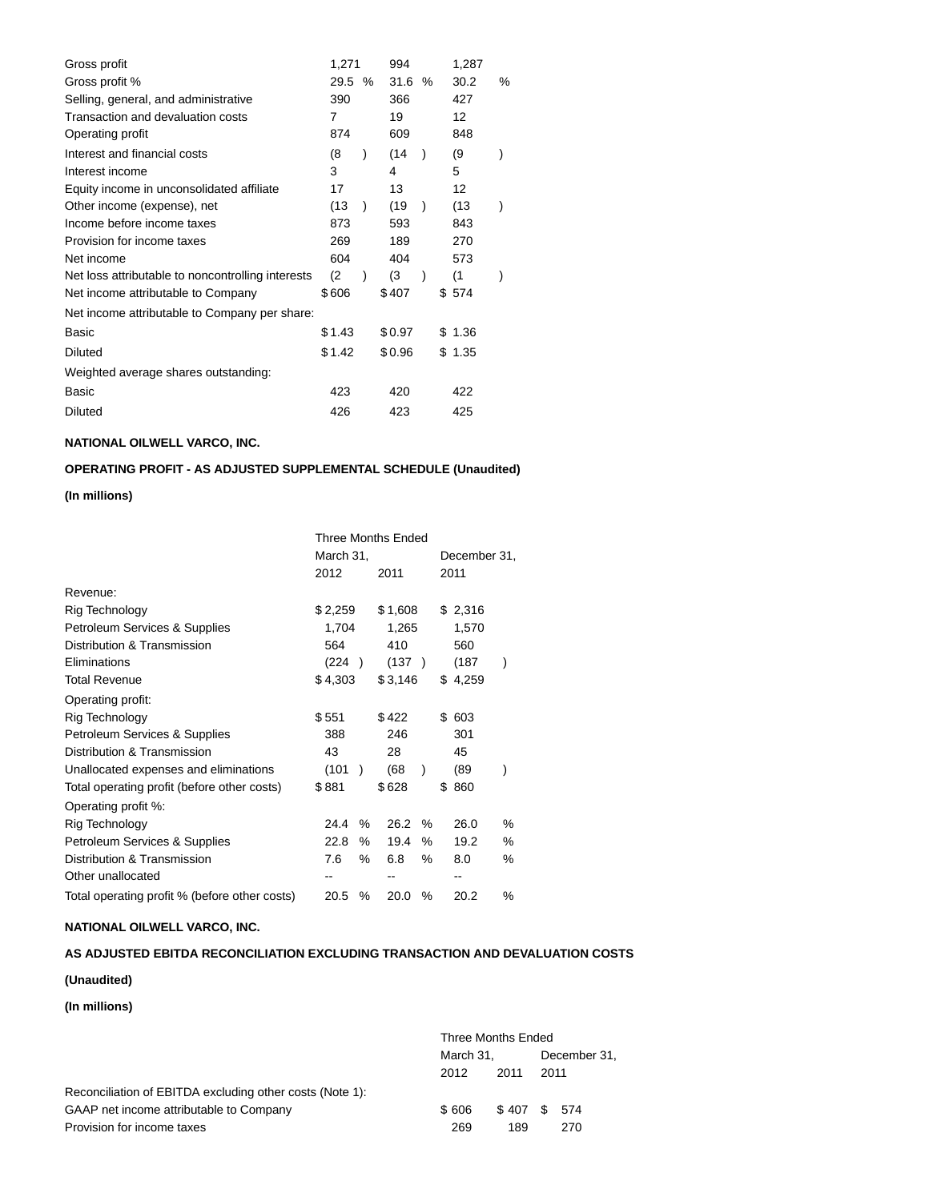| | | | |
|---|---|---|---|
| Gross profit | 1,271 | 994 | 1,287 |
| Gross profit % | 29.5 % | 31.6 % | 30.2 % |
| Selling, general, and administrative | 390 | 366 | 427 |
| Transaction and devaluation costs | 7 | 19 | 12 |
| Operating profit | 874 | 609 | 848 |
| Interest and financial costs | (8 ) | (14 ) | (9 ) |
| Interest income | 3 | 4 | 5 |
| Equity income in unconsolidated affiliate | 17 | 13 | 12 |
| Other income (expense), net | (13 ) | (19 ) | (13 ) |
| Income before income taxes | 873 | 593 | 843 |
| Provision for income taxes | 269 | 189 | 270 |
| Net income | 604 | 404 | 573 |
| Net loss attributable to noncontrolling interests | (2 ) | (3 ) | (1 ) |
| Net income attributable to Company | $ 606 | $ 407 | $ 574 |
| Net income attributable to Company per share: | | | |
| Basic | $ 1.43 | $ 0.97 | $ 1.36 |
| Diluted | $ 1.42 | $ 0.96 | $ 1.35 |
| Weighted average shares outstanding: | | | |
| Basic | 423 | 420 | 422 |
| Diluted | 426 | 423 | 425 |

**NATIONAL OILWELL VARCO, INC.**

**OPERATING PROFIT - AS ADJUSTED SUPPLEMENTAL SCHEDULE (Unaudited)**

**(In millions)**

| | Three Months Ended | | |
|---|---|---|---|
| | March 31, | | December 31, |
| | 2012 | 2011 | 2011 |
| Revenue: | | | |
| Rig Technology | $ 2,259 | $ 1,608 | $ 2,316 |
| Petroleum Services & Supplies | 1,704 | 1,265 | 1,570 |
| Distribution & Transmission | 564 | 410 | 560 |
| Eliminations | (224 ) | (137 ) | (187 ) |
| Total Revenue | $ 4,303 | $ 3,146 | $ 4,259 |
| Operating profit: | | | |
| Rig Technology | $ 551 | $ 422 | $ 603 |
| Petroleum Services & Supplies | 388 | 246 | 301 |
| Distribution & Transmission | 43 | 28 | 45 |
| Unallocated expenses and eliminations | (101 ) | (68 ) | (89 ) |
| Total operating profit (before other costs) | $ 881 | $ 628 | $ 860 |
| Operating profit %: | | | |
| Rig Technology | 24.4 % | 26.2 % | 26.0 % |
| Petroleum Services & Supplies | 22.8 % | 19.4 % | 19.2 % |
| Distribution & Transmission | 7.6 % | 6.8 % | 8.0 % |
| Other unallocated | -- | -- | -- |
| Total operating profit % (before other costs) | 20.5 % | 20.0 % | 20.2 % |

**NATIONAL OILWELL VARCO, INC.**

**AS ADJUSTED EBITDA RECONCILIATION EXCLUDING TRANSACTION AND DEVALUATION COSTS**

**(Unaudited)**

**(In millions)**

| | Three Months Ended | | |
|---|---|---|---|
| | March 31, | | December 31, |
| | 2012 | 2011 | 2011 |
| Reconciliation of EBITDA excluding other costs (Note 1): | | | |
| GAAP net income attributable to Company | $ 606 | $ 407 | $ 574 |
| Provision for income taxes | 269 | 189 | 270 |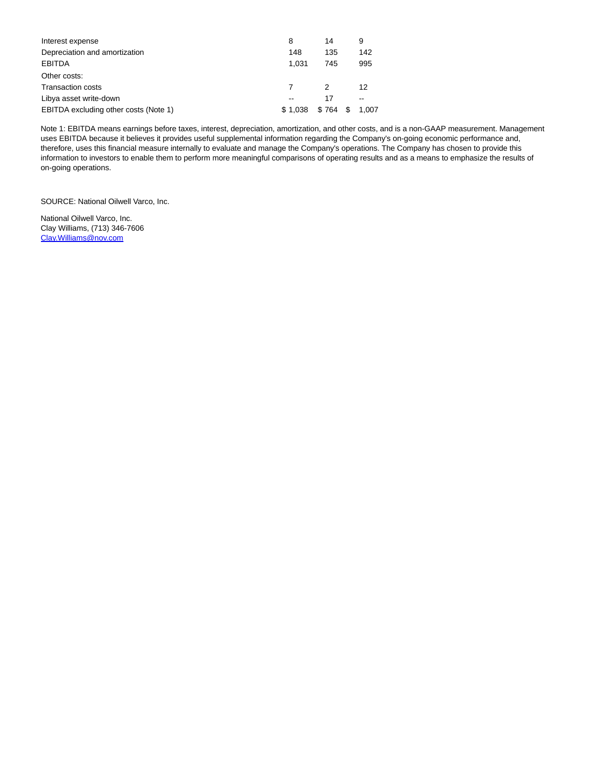| | | | |
|---|---|---|---|
| Interest expense | 8 | 14 | 9 |
| Depreciation and amortization | 148 | 135 | 142 |
| EBITDA | 1,031 | 745 | 995 |
| Other costs: | | | |
| Transaction costs | 7 | 2 | 12 |
| Libya asset write-down | -- | 17 | -- |
| EBITDA excluding other costs (Note 1) | $ 1,038 | $ 764 | $ 1,007 |

Note 1: EBITDA means earnings before taxes, interest, depreciation, amortization, and other costs, and is a non-GAAP measurement. Management uses EBITDA because it believes it provides useful supplemental information regarding the Company's on-going economic performance and, therefore, uses this financial measure internally to evaluate and manage the Company's operations. The Company has chosen to provide this information to investors to enable them to perform more meaningful comparisons of operating results and as a means to emphasize the results of on-going operations.

SOURCE: National Oilwell Varco, Inc.

National Oilwell Varco, Inc.
Clay Williams, (713) 346-7606
Clay.Williams@nov.com